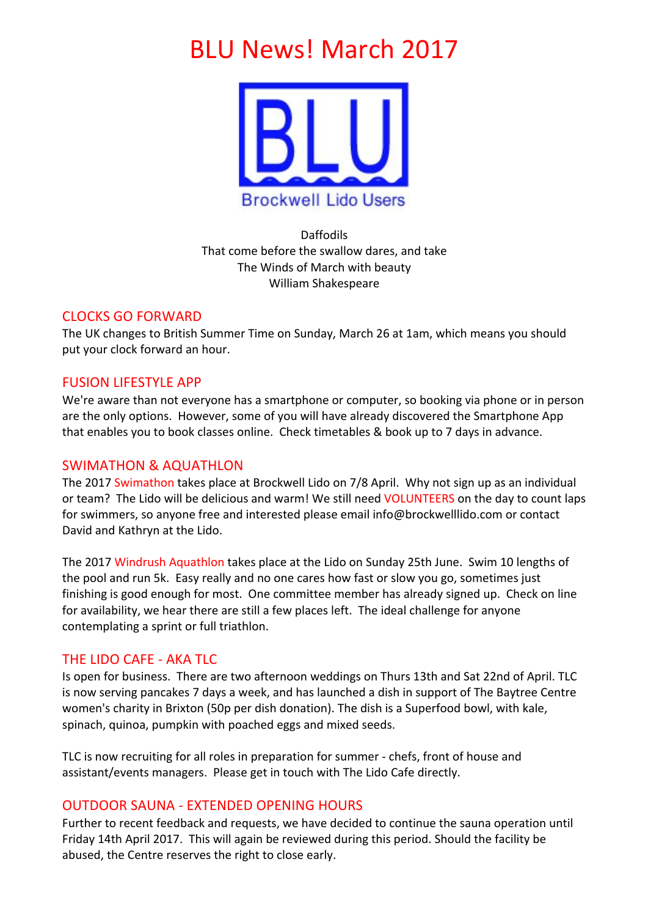# BLU News! March 2017

BLU

Brockwell Lido Users

Daffodils
That come before the swallow dares, and take
The Winds of March with beauty
William Shakespeare

## CLOCKS GO FORWARD

The UK changes to British Summer Time on Sunday, March 26 at 1am, which means you should put your clock forward an hour.

## FUSION LIFESTYLE APP

We're aware than not everyone has a smartphone or computer, so booking via phone or in person are the only options. However, some of you will have already discovered the Smartphone App that enables you to book classes online. Check timetables & book up to 7 days in advance.

## SWIMATHON & AQUATHLON

The 2017 Swimathon takes place at Brockwell Lido on 7/8 April. Why not sign up as an individual or team? The Lido will be delicious and warm! We still need VOLUNTEERS on the day to count laps for swimmers, so anyone free and interested please email info@brockwelllido.com or contact David and Kathryn at the Lido.

The 2017 Windrush Aquathlon takes place at the Lido on Sunday 25th June. Swim 10 lengths of the pool and run 5k. Easy really and no one cares how fast or slow you go, sometimes just finishing is good enough for most. One committee member has already signed up. Check on line for availability, we hear there are still a few places left. The ideal challenge for anyone contemplating a sprint or full triathlon.

## THE LIDO CAFE - AKA TLC

Is open for business. There are two afternoon weddings on Thurs 13th and Sat 22nd of April. TLC is now serving pancakes 7 days a week, and has launched a dish in support of The Baytree Centre women's charity in Brixton (50p per dish donation). The dish is a Superfood bowl, with kale, spinach, quinoa, pumpkin with poached eggs and mixed seeds.

TLC is now recruiting for all roles in preparation for summer - chefs, front of house and assistant/events managers. Please get in touch with The Lido Cafe directly.

## OUTDOOR SAUNA - EXTENDED OPENING HOURS

Further to recent feedback and requests, we have decided to continue the sauna operation until Friday 14th April 2017. This will again be reviewed during this period. Should the facility be abused, the Centre reserves the right to close early.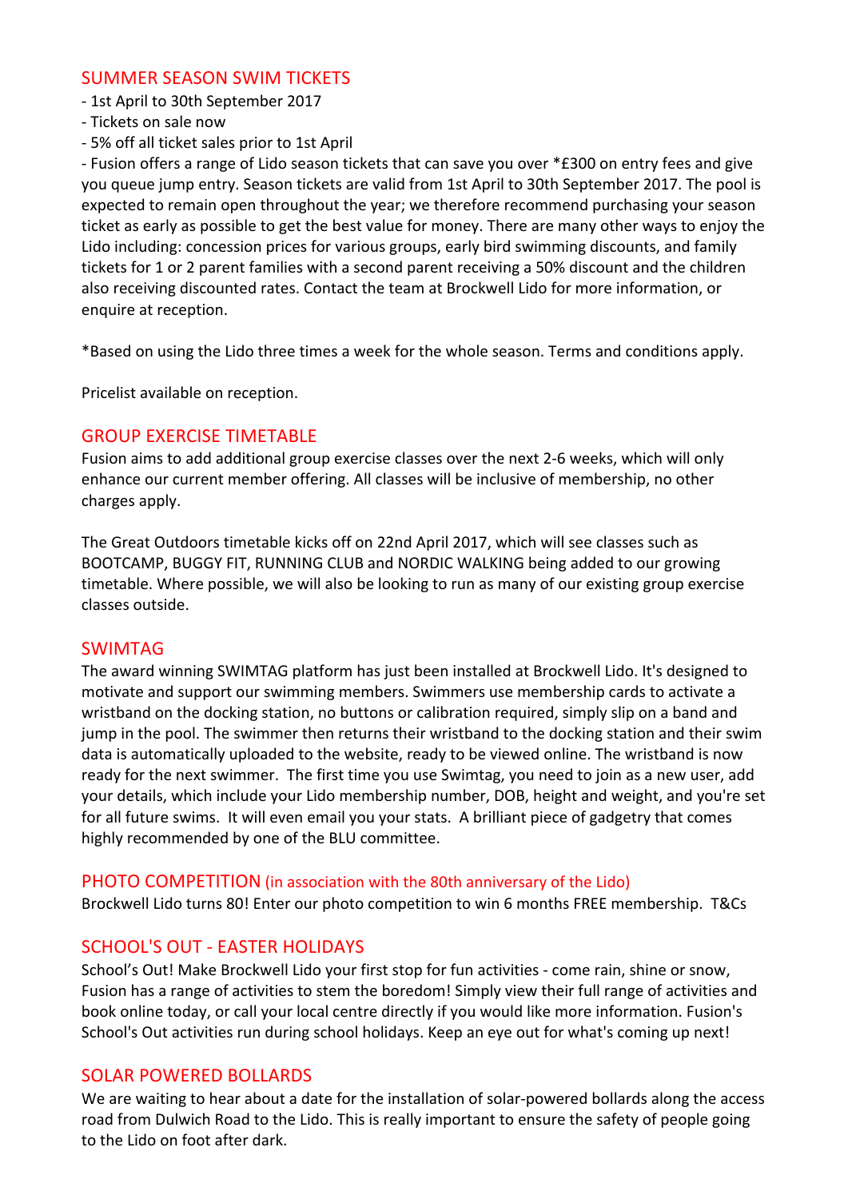## SUMMER SEASON SWIM TICKETS

- 1st April to 30th September 2017
- Tickets on sale now
- 5% off all ticket sales prior to 1st April
- Fusion offers a range of Lido season tickets that can save you over *£300 on entry fees and give you queue jump entry. Season tickets are valid from 1st April to 30th September 2017. The pool is expected to remain open throughout the year; we therefore recommend purchasing your season ticket as early as possible to get the best value for money. There are many other ways to enjoy the Lido including: concession prices for various groups, early bird swimming discounts, and family tickets for 1 or 2 parent families with a second parent receiving a 50% discount and the children also receiving discounted rates. Contact the team at Brockwell Lido for more information, or enquire at reception.

*Based on using the Lido three times a week for the whole season. Terms and conditions apply.

Pricelist available on reception.

## GROUP EXERCISE TIMETABLE

Fusion aims to add additional group exercise classes over the next 2-6 weeks, which will only enhance our current member offering. All classes will be inclusive of membership, no other charges apply.

The Great Outdoors timetable kicks off on 22nd April 2017, which will see classes such as BOOTCAMP, BUGGY FIT, RUNNING CLUB and NORDIC WALKING being added to our growing timetable. Where possible, we will also be looking to run as many of our existing group exercise classes outside.

## SWIMTAG

The award winning SWIMTAG platform has just been installed at Brockwell Lido. It's designed to motivate and support our swimming members. Swimmers use membership cards to activate a wristband on the docking station, no buttons or calibration required, simply slip on a band and jump in the pool. The swimmer then returns their wristband to the docking station and their swim data is automatically uploaded to the website, ready to be viewed online. The wristband is now ready for the next swimmer. The first time you use Swimtag, you need to join as a new user, add your details, which include your Lido membership number, DOB, height and weight, and you're set for all future swims. It will even email you your stats. A brilliant piece of gadgetry that comes highly recommended by one of the BLU committee.

## PHOTO COMPETITION (in association with the 80th anniversary of the Lido)

Brockwell Lido turns 80! Enter our photo competition to win 6 months FREE membership. T&Cs

## SCHOOL'S OUT - EASTER HOLIDAYS

School's Out! Make Brockwell Lido your first stop for fun activities - come rain, shine or snow, Fusion has a range of activities to stem the boredom! Simply view their full range of activities and book online today, or call your local centre directly if you would like more information. Fusion's School's Out activities run during school holidays. Keep an eye out for what's coming up next!

## SOLAR POWERED BOLLARDS

We are waiting to hear about a date for the installation of solar-powered bollards along the access road from Dulwich Road to the Lido. This is really important to ensure the safety of people going to the Lido on foot after dark.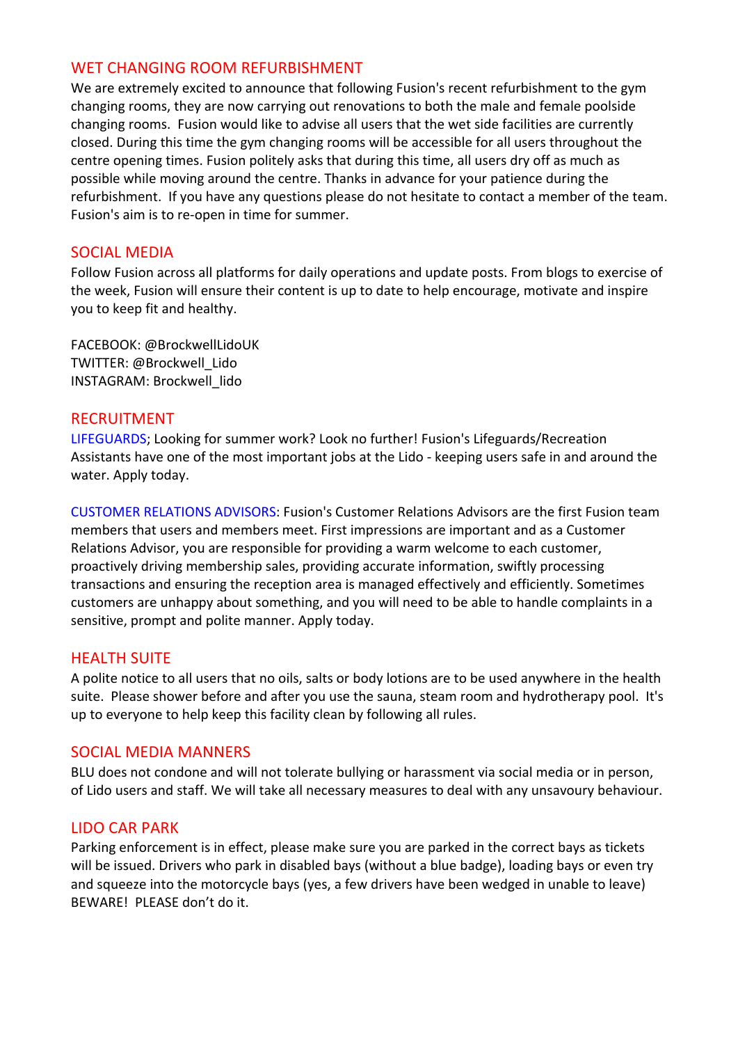## WET CHANGING ROOM REFURBISHMENT

We are extremely excited to announce that following Fusion's recent refurbishment to the gym changing rooms, they are now carrying out renovations to both the male and female poolside changing rooms. Fusion would like to advise all users that the wet side facilities are currently closed. During this time the gym changing rooms will be accessible for all users throughout the centre opening times. Fusion politely asks that during this time, all users dry off as much as possible while moving around the centre. Thanks in advance for your patience during the refurbishment. If you have any questions please do not hesitate to contact a member of the team. Fusion's aim is to re-open in time for summer.

## SOCIAL MEDIA

Follow Fusion across all platforms for daily operations and update posts. From blogs to exercise of the week, Fusion will ensure their content is up to date to help encourage, motivate and inspire you to keep fit and healthy.

FACEBOOK: @BrockwellLidoUK
TWITTER: @Brockwell_Lido
INSTAGRAM: Brockwell_lido

## RECRUITMENT

LIFEGUARDS; Looking for summer work? Look no further! Fusion's Lifeguards/Recreation Assistants have one of the most important jobs at the Lido - keeping users safe in and around the water. Apply today.

CUSTOMER RELATIONS ADVISORS: Fusion's Customer Relations Advisors are the first Fusion team members that users and members meet. First impressions are important and as a Customer Relations Advisor, you are responsible for providing a warm welcome to each customer, proactively driving membership sales, providing accurate information, swiftly processing transactions and ensuring the reception area is managed effectively and efficiently. Sometimes customers are unhappy about something, and you will need to be able to handle complaints in a sensitive, prompt and polite manner. Apply today.

## HEALTH SUITE

A polite notice to all users that no oils, salts or body lotions are to be used anywhere in the health suite. Please shower before and after you use the sauna, steam room and hydrotherapy pool. It's up to everyone to help keep this facility clean by following all rules.

## SOCIAL MEDIA MANNERS

BLU does not condone and will not tolerate bullying or harassment via social media or in person, of Lido users and staff. We will take all necessary measures to deal with any unsavoury behaviour.

## LIDO CAR PARK

Parking enforcement is in effect, please make sure you are parked in the correct bays as tickets will be issued. Drivers who park in disabled bays (without a blue badge), loading bays or even try and squeeze into the motorcycle bays (yes, a few drivers have been wedged in unable to leave) BEWARE! PLEASE don't do it.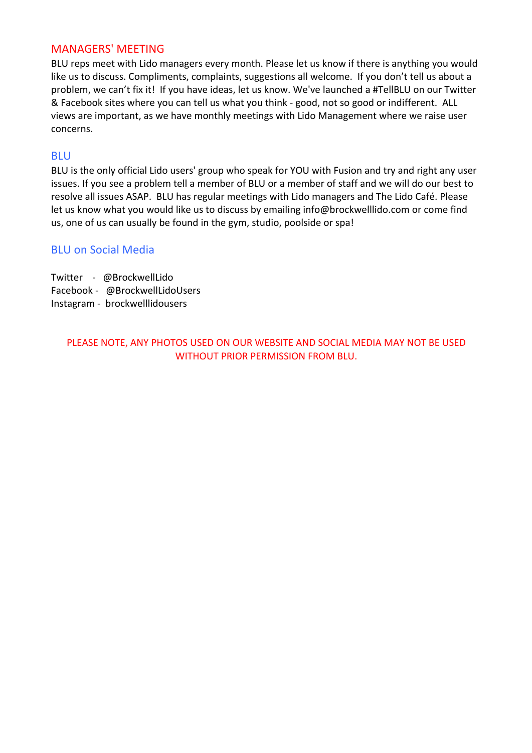## MANAGERS' MEETING

BLU reps meet with Lido managers every month. Please let us know if there is anything you would like us to discuss. Compliments, complaints, suggestions all welcome. If you don't tell us about a problem, we can't fix it! If you have ideas, let us know. We've launched a #TellBLU on our Twitter & Facebook sites where you can tell us what you think - good, not so good or indifferent. ALL views are important, as we have monthly meetings with Lido Management where we raise user concerns.

## BLU

BLU is the only official Lido users' group who speak for YOU with Fusion and try and right any user issues. If you see a problem tell a member of BLU or a member of staff and we will do our best to resolve all issues ASAP. BLU has regular meetings with Lido managers and The Lido Café. Please let us know what you would like us to discuss by emailing info@brockwelllido.com or come find us, one of us can usually be found in the gym, studio, poolside or spa!

## BLU on Social Media

Twitter - @BrockwellLido
Facebook - @BrockwellLidoUsers
Instagram - brockwelllidousers

PLEASE NOTE, ANY PHOTOS USED ON OUR WEBSITE AND SOCIAL MEDIA MAY NOT BE USED WITHOUT PRIOR PERMISSION FROM BLU.